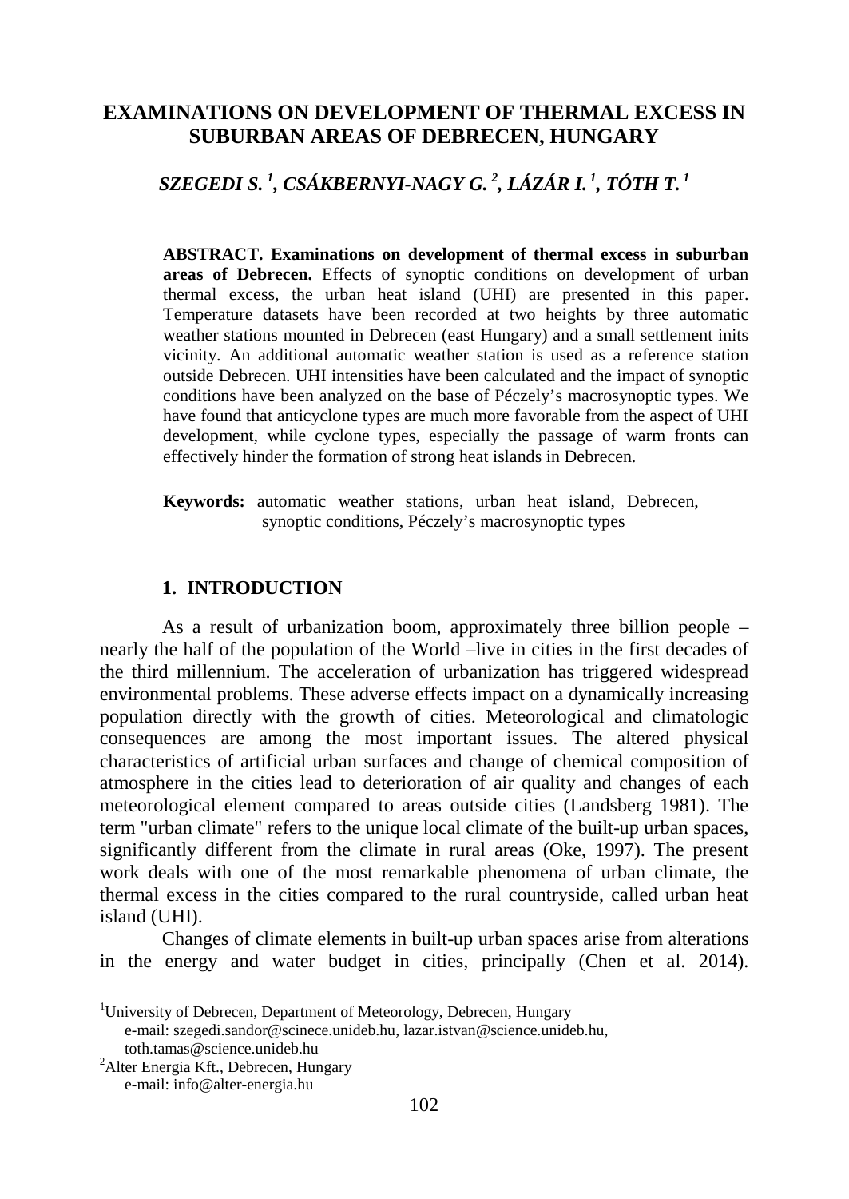# EXAMINATIONS ON DEVELOPMENT OF THERMAL EXCESS IN SUBURBAN AREAS OF DEBRECEN, HUNGARY

***SZEGEDI S. [1], CSÁKBERNYI-NAGY G. [2], LÁZÁR I. [1], TÓTH T. [1]***

**ABSTRACT. Examinations on development of thermal excess in suburban areas of Debrecen.** Effects of synoptic conditions on development of urban thermal excess, the urban heat island (UHI) are presented in this paper. Temperature datasets have been recorded at two heights by three automatic weather stations mounted in Debrecen (east Hungary) and a small settlement inits vicinity. An additional automatic weather station is used as a reference station outside Debrecen. UHI intensities have been calculated and the impact of synoptic conditions have been analyzed on the base of Péczely's macrosynoptic types. We have found that anticyclone types are much more favorable from the aspect of UHI development, while cyclone types, especially the passage of warm fronts can effectively hinder the formation of strong heat islands in Debrecen.

**Keywords:** automatic weather stations, urban heat island, Debrecen, synoptic conditions, Péczely's macrosynoptic types

## 1. INTRODUCTION

As a result of urbanization boom, approximately three billion people – nearly the half of the population of the World –live in cities in the first decades of the third millennium. The acceleration of urbanization has triggered widespread environmental problems. These adverse effects impact on a dynamically increasing population directly with the growth of cities. Meteorological and climatologic consequences are among the most important issues. The altered physical characteristics of artificial urban surfaces and change of chemical composition of atmosphere in the cities lead to deterioration of air quality and changes of each meteorological element compared to areas outside cities (Landsberg 1981). The term "urban climate" refers to the unique local climate of the built-up urban spaces, significantly different from the climate in rural areas (Oke, 1997). The present work deals with one of the most remarkable phenomena of urban climate, the thermal excess in the cities compared to the rural countryside, called urban heat island (UHI).

Changes of climate elements in built-up urban spaces arise from alterations in the energy and water budget in cities, principally (Chen et al. 2014).

---

[1] University of Debrecen, Department of Meteorology, Debrecen, Hungary
e-mail: szegedi.sandor@scinece.unideb.hu, lazar.istvan@science.unideb.hu, toth.tamas@science.unideb.hu

[2] Alter Energia Kft., Debrecen, Hungary
e-mail: info@alter-energia.hu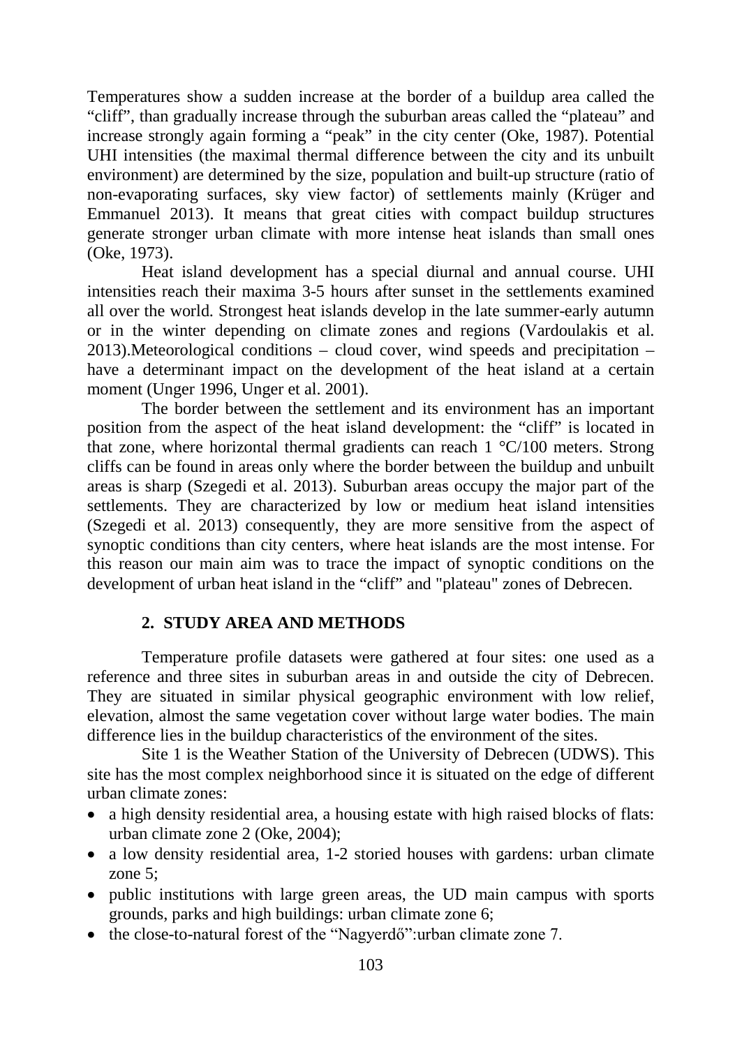Temperatures show a sudden increase at the border of a buildup area called the "cliff", than gradually increase through the suburban areas called the "plateau" and increase strongly again forming a "peak" in the city center (Oke, 1987). Potential UHI intensities (the maximal thermal difference between the city and its unbuilt environment) are determined by the size, population and built-up structure (ratio of non-evaporating surfaces, sky view factor) of settlements mainly (Krüger and Emmanuel 2013). It means that great cities with compact buildup structures generate stronger urban climate with more intense heat islands than small ones (Oke, 1973).

Heat island development has a special diurnal and annual course. UHI intensities reach their maxima 3-5 hours after sunset in the settlements examined all over the world. Strongest heat islands develop in the late summer-early autumn or in the winter depending on climate zones and regions (Vardoulakis et al. 2013).Meteorological conditions – cloud cover, wind speeds and precipitation – have a determinant impact on the development of the heat island at a certain moment (Unger 1996, Unger et al. 2001).

The border between the settlement and its environment has an important position from the aspect of the heat island development: the "cliff" is located in that zone, where horizontal thermal gradients can reach 1 °C/100 meters. Strong cliffs can be found in areas only where the border between the buildup and unbuilt areas is sharp (Szegedi et al. 2013). Suburban areas occupy the major part of the settlements. They are characterized by low or medium heat island intensities (Szegedi et al. 2013) consequently, they are more sensitive from the aspect of synoptic conditions than city centers, where heat islands are the most intense. For this reason our main aim was to trace the impact of synoptic conditions on the development of urban heat island in the "cliff" and "plateau" zones of Debrecen.

## 2. STUDY AREA AND METHODS

Temperature profile datasets were gathered at four sites: one used as a reference and three sites in suburban areas in and outside the city of Debrecen. They are situated in similar physical geographic environment with low relief, elevation, almost the same vegetation cover without large water bodies. The main difference lies in the buildup characteristics of the environment of the sites.

Site 1 is the Weather Station of the University of Debrecen (UDWS). This site has the most complex neighborhood since it is situated on the edge of different urban climate zones:

- a high density residential area, a housing estate with high raised blocks of flats: urban climate zone 2 (Oke, 2004);
- a low density residential area, 1-2 storied houses with gardens: urban climate zone 5;
- public institutions with large green areas, the UD main campus with sports grounds, parks and high buildings: urban climate zone 6;
- the close-to-natural forest of the "Nagyerdő":urban climate zone 7.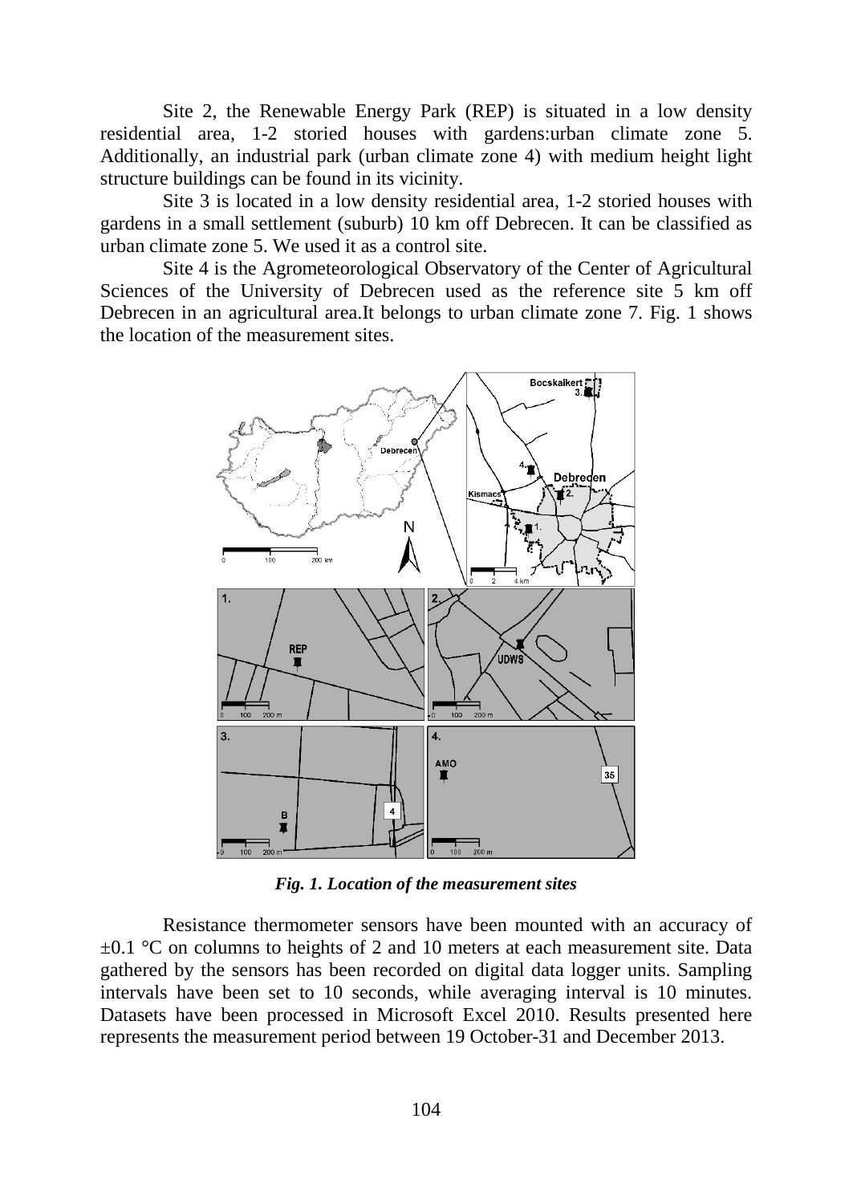Site 2, the Renewable Energy Park (REP) is situated in a low density residential area, 1-2 storied houses with gardens:urban climate zone 5. Additionally, an industrial park (urban climate zone 4) with medium height light structure buildings can be found in its vicinity.

Site 3 is located in a low density residential area, 1-2 storied houses with gardens in a small settlement (suburb) 10 km off Debrecen. It can be classified as urban climate zone 5. We used it as a control site.

Site 4 is the Agrometeorological Observatory of the Center of Agricultural Sciences of the University of Debrecen used as the reference site 5 km off Debrecen in an agricultural area.It belongs to urban climate zone 7. Fig. 1 shows the location of the measurement sites.

***Fig. 1. Location of the measurement sites***

Resistance thermometer sensors have been mounted with an accuracy of ±0.1 °C on columns to heights of 2 and 10 meters at each measurement site. Data gathered by the sensors has been recorded on digital data logger units. Sampling intervals have been set to 10 seconds, while averaging interval is 10 minutes. Datasets have been processed in Microsoft Excel 2010. Results presented here represents the measurement period between 19 October-31 and December 2013.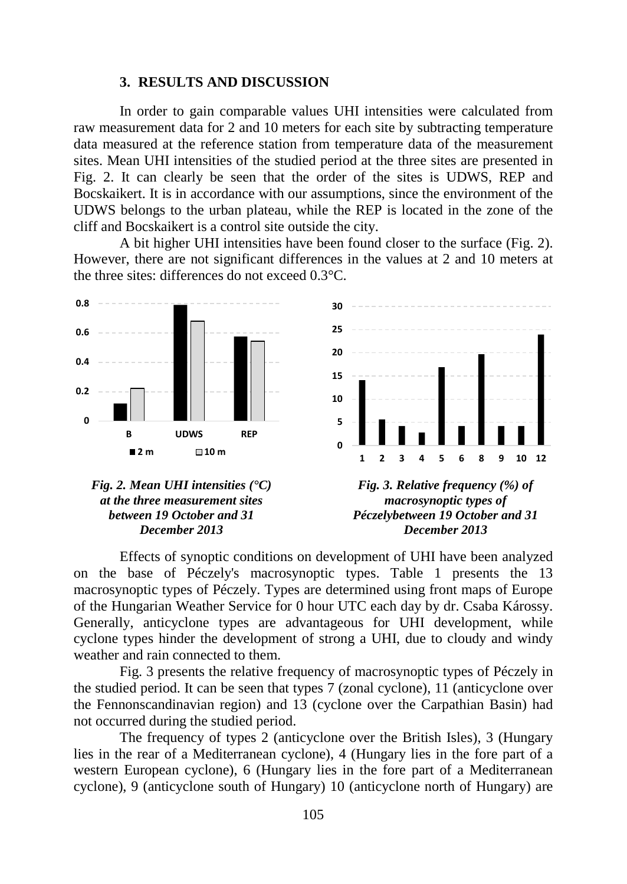## 3. RESULTS AND DISCUSSION

In order to gain comparable values UHI intensities were calculated from raw measurement data for 2 and 10 meters for each site by subtracting temperature data measured at the reference station from temperature data of the measurement sites. Mean UHI intensities of the studied period at the three sites are presented in Fig. 2. It can clearly be seen that the order of the sites is UDWS, REP and Bocskaikert. It is in accordance with our assumptions, since the environment of the UDWS belongs to the urban plateau, while the REP is located in the zone of the cliff and Bocskaikert is a control site outside the city.

A bit higher UHI intensities have been found closer to the surface (Fig. 2). However, there are not significant differences in the values at 2 and 10 meters at the three sites: differences do not exceed 0.3°C.

*Fig. 2. Mean UHI intensities (°C) at the three measurement sites between 19 October and 31 December 2013*

*Fig. 3. Relative frequency (%) of macrosynoptic types of Péczelybetween 19 October and 31 December 2013*

Effects of synoptic conditions on development of UHI have been analyzed on the base of Péczely's macrosynoptic types. Table 1 presents the 13 macrosynoptic types of Péczely. Types are determined using front maps of Europe of the Hungarian Weather Service for 0 hour UTC each day by dr. Csaba Károssy. Generally, anticyclone types are advantageous for UHI development, while cyclone types hinder the development of strong a UHI, due to cloudy and windy weather and rain connected to them.

Fig. 3 presents the relative frequency of macrosynoptic types of Péczely in the studied period. It can be seen that types 7 (zonal cyclone), 11 (anticyclone over the Fennonscandinavian region) and 13 (cyclone over the Carpathian Basin) had not occurred during the studied period.

The frequency of types 2 (anticyclone over the British Isles), 3 (Hungary lies in the rear of a Mediterranean cyclone), 4 (Hungary lies in the fore part of a western European cyclone), 6 (Hungary lies in the fore part of a Mediterranean cyclone), 9 (anticyclone south of Hungary) 10 (anticyclone north of Hungary) are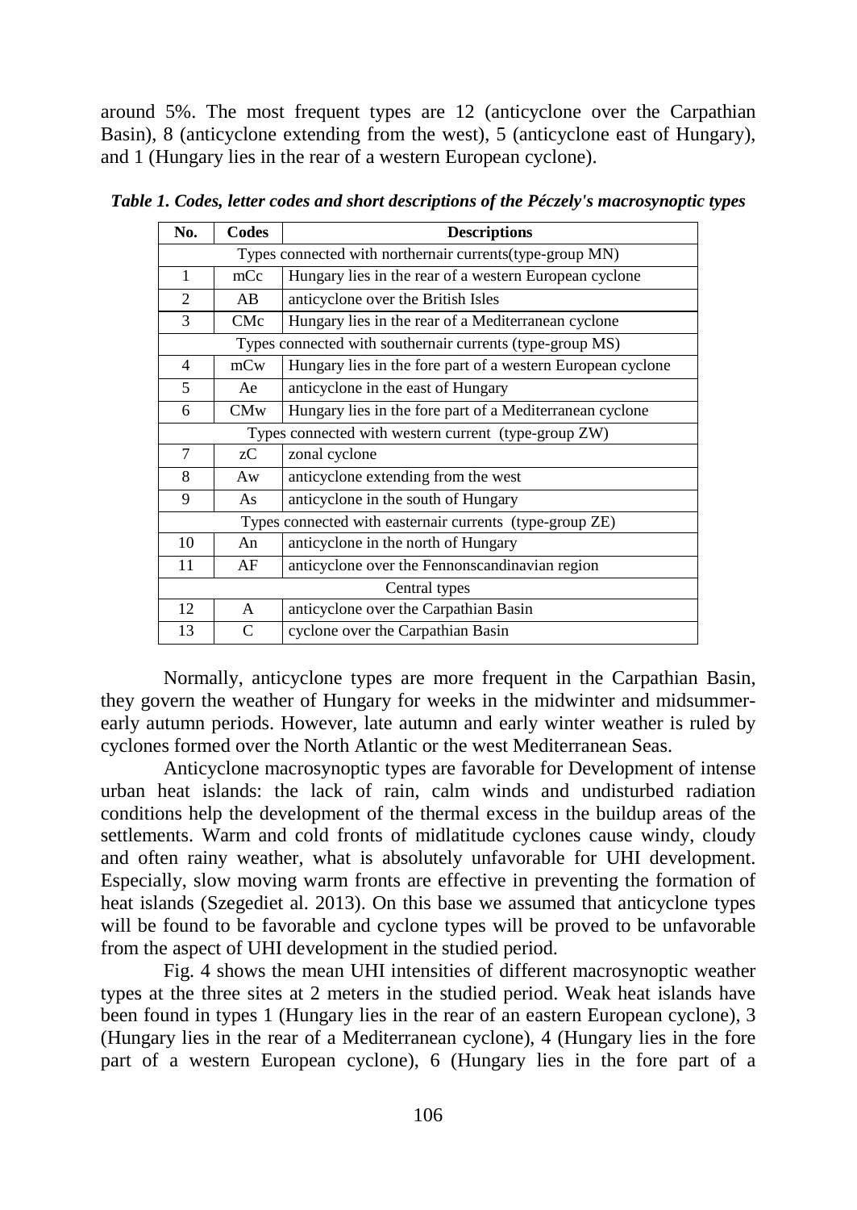around 5%. The most frequent types are 12 (anticyclone over the Carpathian Basin), 8 (anticyclone extending from the west), 5 (anticyclone east of Hungary), and 1 (Hungary lies in the rear of a western European cyclone).

***Table 1. Codes, letter codes and short descriptions of the Péczely's macrosynoptic types***

| No. | Codes | Descriptions |
|---|---|---|
| Types connected with northernair currents(type-group MN) | | |
| 1 | mCc | Hungary lies in the rear of a western European cyclone |
| 2 | AB | anticyclone over the British Isles |
| 3 | CMc | Hungary lies in the rear of a Mediterranean cyclone |
| Types connected with southernair currents (type-group MS) | | |
| 4 | mCw | Hungary lies in the fore part of a western European cyclone |
| 5 | Ae | anticyclone in the east of Hungary |
| 6 | CMw | Hungary lies in the fore part of a Mediterranean cyclone |
| Types connected with western current (type-group ZW) | | |
| 7 | zC | zonal cyclone |
| 8 | Aw | anticyclone extending from the west |
| 9 | As | anticyclone in the south of Hungary |
| Types connected with easternair currents (type-group ZE) | | |
| 10 | An | anticyclone in the north of Hungary |
| 11 | AF | anticyclone over the Fennonscandinavian region |
| Central types | | |
| 12 | A | anticyclone over the Carpathian Basin |
| 13 | C | cyclone over the Carpathian Basin |

Normally, anticyclone types are more frequent in the Carpathian Basin, they govern the weather of Hungary for weeks in the midwinter and midsummer-early autumn periods. However, late autumn and early winter weather is ruled by cyclones formed over the North Atlantic or the west Mediterranean Seas.

Anticyclone macrosynoptic types are favorable for Development of intense urban heat islands: the lack of rain, calm winds and undisturbed radiation conditions help the development of the thermal excess in the buildup areas of the settlements. Warm and cold fronts of midlatitude cyclones cause windy, cloudy and often rainy weather, what is absolutely unfavorable for UHI development. Especially, slow moving warm fronts are effective in preventing the formation of heat islands (Szegediet al. 2013). On this base we assumed that anticyclone types will be found to be favorable and cyclone types will be proved to be unfavorable from the aspect of UHI development in the studied period.

Fig. 4 shows the mean UHI intensities of different macrosynoptic weather types at the three sites at 2 meters in the studied period. Weak heat islands have been found in types 1 (Hungary lies in the rear of an eastern European cyclone), 3 (Hungary lies in the rear of a Mediterranean cyclone), 4 (Hungary lies in the fore part of a western European cyclone), 6 (Hungary lies in the fore part of a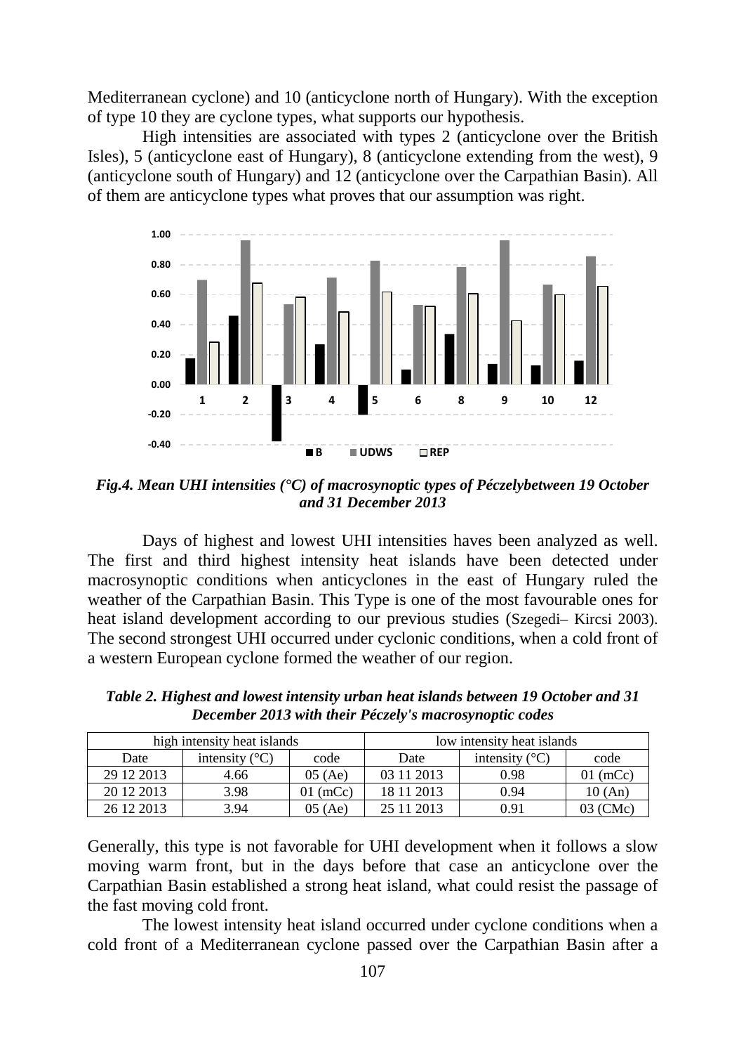Mediterranean cyclone) and 10 (anticyclone north of Hungary). With the exception of type 10 they are cyclone types, what supports our hypothesis.

High intensities are associated with types 2 (anticyclone over the British Isles), 5 (anticyclone east of Hungary), 8 (anticyclone extending from the west), 9 (anticyclone south of Hungary) and 12 (anticyclone over the Carpathian Basin). All of them are anticyclone types what proves that our assumption was right.

***Fig.4. Mean UHI intensities (°C) of macrosynoptic types of Péczelybetween 19 October and 31 December 2013***

Days of highest and lowest UHI intensities haves been analyzed as well. The first and third highest intensity heat islands have been detected under macrosynoptic conditions when anticyclones in the east of Hungary ruled the weather of the Carpathian Basin. This Type is one of the most favourable ones for heat island development according to our previous studies (Szegedi– Kircsi 2003). The second strongest UHI occurred under cyclonic conditions, when a cold front of a western European cyclone formed the weather of our region.

***Table 2. Highest and lowest intensity urban heat islands between 19 October and 31 December 2013 with their Péczely's macrosynoptic codes***

| high intensity heat islands | | | low intensity heat islands | | |
|---|---|---|---|---|---|
| Date | intensity (°C) | code | Date | intensity (°C) | code |
| 29 12 2013 | 4.66 | 05 (Ae) | 03 11 2013 | 0.98 | 01 (mCc) |
| 20 12 2013 | 3.98 | 01 (mCc) | 18 11 2013 | 0.94 | 10 (An) |
| 26 12 2013 | 3.94 | 05 (Ae) | 25 11 2013 | 0.91 | 03 (CMc) |

Generally, this type is not favorable for UHI development when it follows a slow moving warm front, but in the days before that case an anticyclone over the Carpathian Basin established a strong heat island, what could resist the passage of the fast moving cold front.

The lowest intensity heat island occurred under cyclone conditions when a cold front of a Mediterranean cyclone passed over the Carpathian Basin after a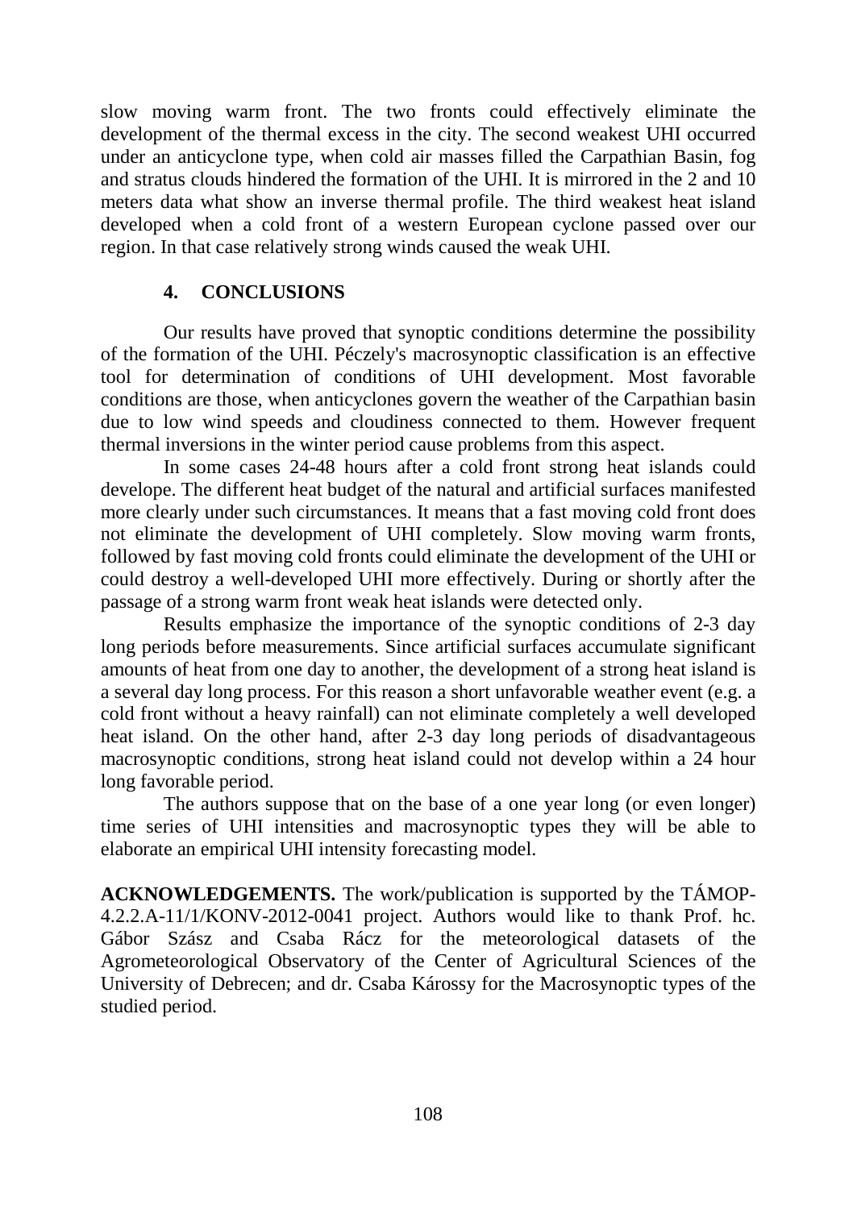slow moving warm front. The two fronts could effectively eliminate the development of the thermal excess in the city. The second weakest UHI occurred under an anticyclone type, when cold air masses filled the Carpathian Basin, fog and stratus clouds hindered the formation of the UHI. It is mirrored in the 2 and 10 meters data what show an inverse thermal profile. The third weakest heat island developed when a cold front of a western European cyclone passed over our region. In that case relatively strong winds caused the weak UHI.

## 4. CONCLUSIONS

Our results have proved that synoptic conditions determine the possibility of the formation of the UHI. Péczely's macrosynoptic classification is an effective tool for determination of conditions of UHI development. Most favorable conditions are those, when anticyclones govern the weather of the Carpathian basin due to low wind speeds and cloudiness connected to them. However frequent thermal inversions in the winter period cause problems from this aspect.

In some cases 24-48 hours after a cold front strong heat islands could develope. The different heat budget of the natural and artificial surfaces manifested more clearly under such circumstances. It means that a fast moving cold front does not eliminate the development of UHI completely. Slow moving warm fronts, followed by fast moving cold fronts could eliminate the development of the UHI or could destroy a well-developed UHI more effectively. During or shortly after the passage of a strong warm front weak heat islands were detected only.

Results emphasize the importance of the synoptic conditions of 2-3 day long periods before measurements. Since artificial surfaces accumulate significant amounts of heat from one day to another, the development of a strong heat island is a several day long process. For this reason a short unfavorable weather event (e.g. a cold front without a heavy rainfall) can not eliminate completely a well developed heat island. On the other hand, after 2-3 day long periods of disadvantageous macrosynoptic conditions, strong heat island could not develop within a 24 hour long favorable period.

The authors suppose that on the base of a one year long (or even longer) time series of UHI intensities and macrosynoptic types they will be able to elaborate an empirical UHI intensity forecasting model.

**ACKNOWLEDGEMENTS.** The work/publication is supported by the TÁMOP-4.2.2.A-11/1/KONV-2012-0041 project. Authors would like to thank Prof. hc. Gábor Szász and Csaba Rácz for the meteorological datasets of the Agrometeorological Observatory of the Center of Agricultural Sciences of the University of Debrecen; and dr. Csaba Károssy for the Macrosynoptic types of the studied period.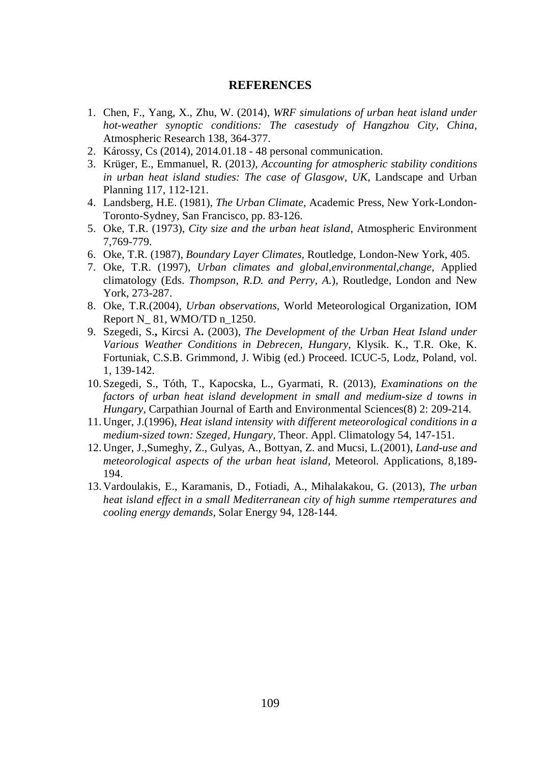## REFERENCES

1. Chen, F., Yang, X., Zhu, W. (2014), *WRF simulations of urban heat island under hot-weather synoptic conditions: The casestudy of Hangzhou City, China*, Atmospheric Research 138, 364-377.
2. Károssy, Cs (2014), 2014.01.18 - 48 personal communication.
3. Krüger, E., Emmanuel, R. (2013*), Accounting for atmospheric stability conditions in urban heat island studies: The case of Glasgow, UK,* Landscape and Urban Planning 117, 112-121.
4. Landsberg, H.E. (1981), *The Urban Climate,* Academic Press, New York-London-Toronto-Sydney, San Francisco, pp. 83-126.
5. Oke, T.R. (1973), *City size and the urban heat island,* Atmospheric Environment 7,769-779.
6. Oke, T.R. (1987), *Boundary Layer Climates,* Routledge, London-New York, 405.
7. Oke, T.R. (1997), *Urban climates and global,environmental,change,* Applied climatology (Eds. *Thompson, R.D. and Perry, A.*), Routledge, London and New York, 273-287.
8. Oke, T.R.(2004), *Urban observations,* World Meteorological Organization, IOM Report N_ 81, WMO/TD n_1250.
9. Szegedi, S.**,** Kircsi A**.** (2003), *The Development of the Urban Heat Island under Various Weather Conditions in Debrecen, Hungary,* Klysik. K., T.R. Oke, K. Fortuniak, C.S.B. Grimmond, J. Wibig (ed.) Proceed. ICUC-5, Lodz, Poland, vol. 1, 139-142.
10. Szegedi, S., Tóth, T., Kapocska, L., Gyarmati, R. (2013), *Examinations on the factors of urban heat island development in small and medium-size d towns in Hungary*, Carpathian Journal of Earth and Environmental Sciences(8) 2: 209-214.
11. Unger, J.(1996), *Heat island intensity with different meteorological conditions in a medium-sized town: Szeged, Hungary,* Theor. Appl. Climatology 54, 147-151.
12. Unger, J.,Sumeghy, Z., Gulyas, A., Bottyan, Z. and Mucsi, L.(2001), *Land-use and meteorological aspects of the urban heat island,* Meteorol. Applications, 8,189-194.
13. Vardoulakis, E., Karamanis, D., Fotiadi, A., Mihalakakou, G. (2013), *The urban heat island effect in a small Mediterranean city of high summe rtemperatures and cooling energy demands,* Solar Energy 94, 128-144.